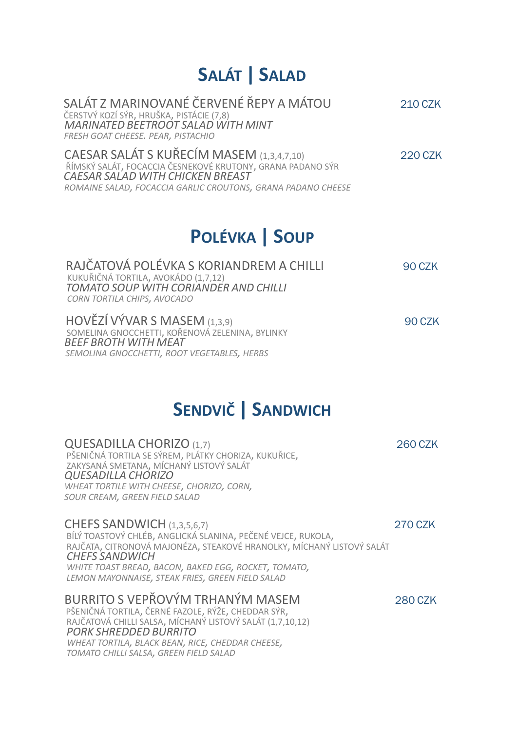# SALÁT | SALAD

**SALÁT Z MARINOVANÉ ČERVENÉ ŘEPY A MÁTOU** — 210 CZK
ČERSTVÝ KOZÍ SÝR, HRUŠKA, PISTÁCIE (7,8)
*MARINATED BEETROOT SALAD WITH MINT*
*FRESH GOAT CHEESE. PEAR, PISTACHIO*

**CAESAR SALÁT S KUŘECÍM MASEM** (1,3,4,7,10) — 220 CZK
ŘÍMSKÝ SALÁT, FOCACCIA ČESNEKOVÉ KRUTONY, GRANA PADANO SÝR
*CAESAR SALAD WITH CHICKEN BREAST*
*ROMAINE SALAD, FOCACCIA GARLIC CROUTONS, GRANA PADANO CHEESE*

# POLÉVKA | SOUP

**RAJČATOVÁ POLÉVKA S KORIANDREM A CHILLI** — 90 CZK
KUKUŘIČNÁ TORTILA, AVOKÁDO (1,7,12)
*TOMATO SOUP WITH CORIANDER AND CHILLI*
*CORN TORTILA CHIPS, AVOCADO*

**HOVĚZÍ VÝVAR S MASEM** (1,3,9) — 90 CZK
SOMELINA GNOCCHETTI, KOŘENOVÁ ZELENINA, BYLINKY
*BEEF BROTH WITH MEAT*
*SEMOLINA GNOCCHETTI, ROOT VEGETABLES, HERBS*

# SENDVIČ | SANDWICH

**QUESADILLA CHORIZO** (1,7) — 260 CZK
PŠENIČNÁ TORTILA SE SÝREM, PLÁTKY CHORIZA, KUKUŘICE,
ZAKYSANÁ SMETANA, MÍCHANÝ LISTOVÝ SALÁT
*QUESADILLA CHORIZO*
*WHEAT TORTILE WITH CHEESE, CHORIZO, CORN,*
*SOUR CREAM, GREEN FIELD SALAD*

**CHEFS SANDWICH** (1,3,5,6,7) — 270 CZK
BÍLÝ TOASTOVÝ CHLÉB, ANGLICKÁ SLANINA, PEČENÉ VEJCE, RUKOLA,
RAJČATA, CITRONOVÁ MAJONÉZA, STEAKOVÉ HRANOLKY, MÍCHANÝ LISTOVÝ SALÁT
*CHEFS SANDWICH*
*WHITE TOAST BREAD, BACON, BAKED EGG, ROCKET, TOMATO,*
*LEMON MAYONNAISE, STEAK FRIES, GREEN FIELD SALAD*

**BURRITO S VEPŘOVÝM TRHANÝM MASEM** — 280 CZK
PŠENIČNÁ TORTILA, ČERNÉ FAZOLE, RÝŽE, CHEDDAR SÝR,
RAJČATOVÁ CHILLI SALSA, MÍCHANÝ LISTOVÝ SALÁT (1,7,10,12)
*PORK SHREDDED BURRITO*
*WHEAT TORTILA, BLACK BEAN, RICE, CHEDDAR CHEESE,*
*TOMATO CHILLI SALSA, GREEN FIELD SALAD*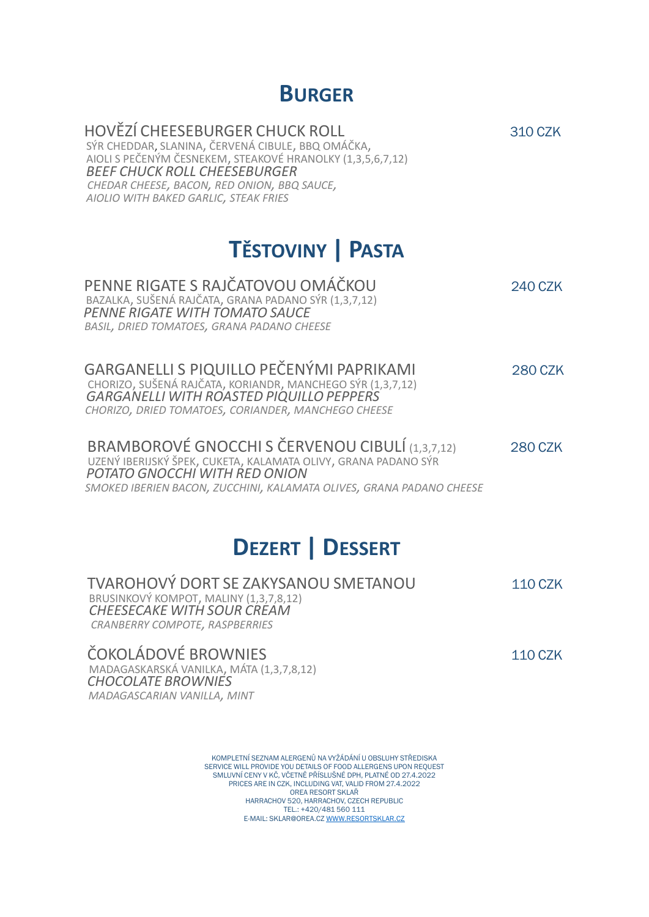## BURGER

HOVĚZÍ CHEESEBURGER CHUCK ROLL — 310 CZK
SÝR CHEDDAR, SLANINA, ČERVENÁ CIBULE, BBQ OMÁČKA,
AIOLI S PEČENÝM ČESNEKEM, STEAKOVÉ HRANOLKY (1,3,5,6,7,12)
*BEEF CHUCK ROLL CHEESEBURGER*
*CHEDAR CHEESE, BACON, RED ONION, BBQ SAUCE,*
*AIOLIO WITH BAKED GARLIC, STEAK FRIES*

## TĚSTOVINY | PASTA

PENNE RIGATE S RAJČATOVOU OMÁČKOU — 240 CZK
BAZALKA, SUŠENÁ RAJČATA, GRANA PADANO SÝR (1,3,7,12)
*PENNE RIGATE WITH TOMATO SAUCE*
*BASIL, DRIED TOMATOES, GRANA PADANO CHEESE*

GARGANELLI S PIQUILLO PEČENÝMI PAPRIKAMI — 280 CZK
CHORIZO, SUŠENÁ RAJČATA, KORIANDR, MANCHEGO SÝR (1,3,7,12)
*GARGANELLI WITH ROASTED PIQUILLO PEPPERS*
*CHORIZO, DRIED TOMATOES, CORIANDER, MANCHEGO CHEESE*

BRAMBOROVÉ GNOCCHI S ČERVENOU CIBULÍ (1,3,7,12) — 280 CZK
UZENÝ IBERIJSKÝ ŠPEK, CUKETA, KALAMATA OLIVY, GRANA PADANO SÝR
*POTATO GNOCCHI WITH RED ONION*
*SMOKED IBERIEN BACON, ZUCCHINI, KALAMATA OLIVES, GRANA PADANO CHEESE*

## DEZERT | DESSERT

TVAROHOVÝ DORT SE ZAKYSANOU SMETANOU — 110 CZK
BRUSINKOVÝ KOMPOT, MALINY (1,3,7,8,12)
*CHEESECAKE WITH SOUR CREAM*
*CRANBERRY COMPOTE, RASPBERRIES*

ČOKOLÁDOVÉ BROWNIES — 110 CZK
MADAGASKARSKÁ VANILKA, MÁTA (1,3,7,8,12)
*CHOCOLATE BROWNIES*
*MADAGASCARIAN VANILLA, MINT*

KOMPLETNÍ SEZNAM ALERGENŮ NA VYŽÁDÁNÍ U OBSLUHY STŘEDISKA
SERVICE WILL PROVIDE YOU DETAILS OF FOOD ALLERGENS UPON REQUEST
SMLUVNÍ CENY V KČ, VČETNĚ PŘÍSLUŠNÉ DPH, PLATNÉ OD 27.4.2022
PRICES ARE IN CZK, INCLUDING VAT, VALID FROM 27.4.2022
OREA RESORT SKLAŘ
HARRACHOV 520, HARRACHOV, CZECH REPUBLIC
TEL.: +420/481 560 111
E-MAIL: SKLAR@OREA.CZ WWW.RESORTSKLAR.CZ